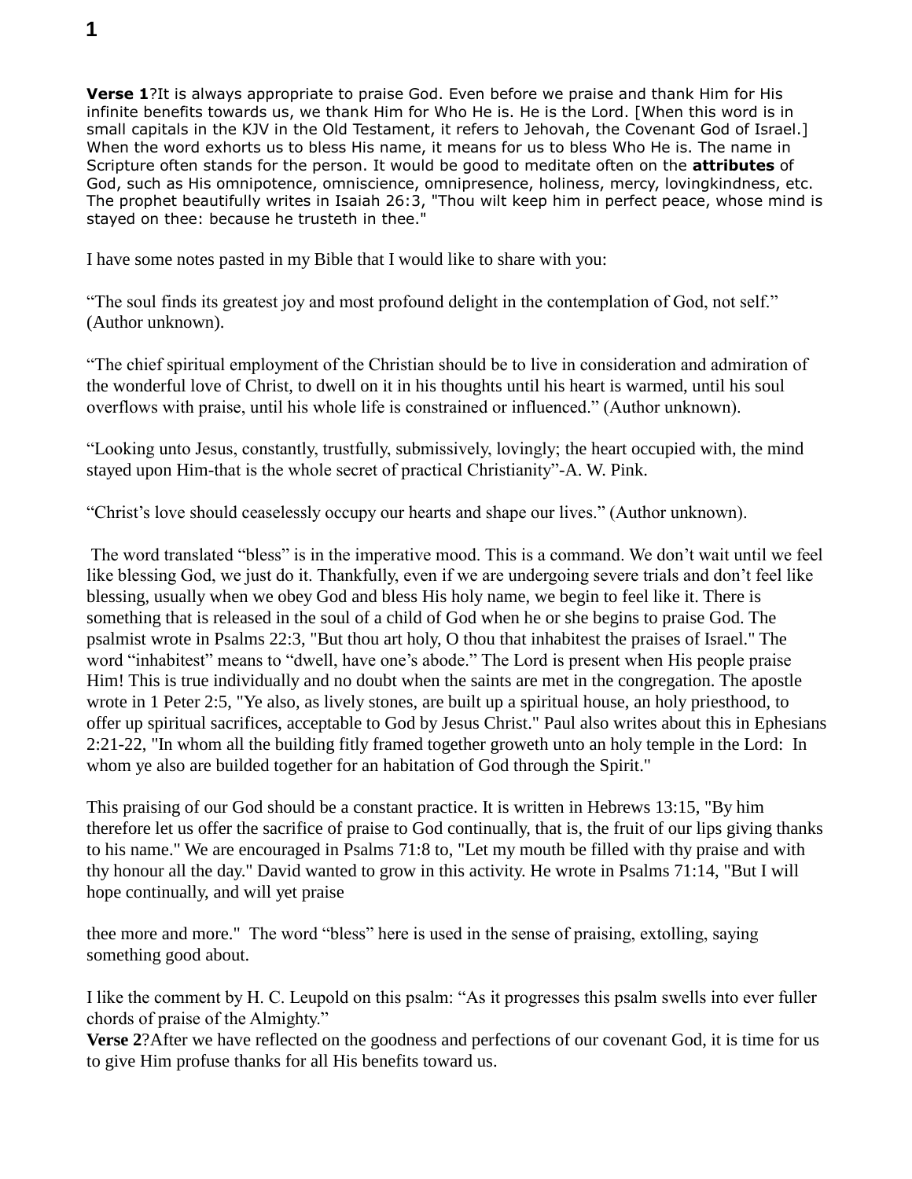**Verse 1**?It is always appropriate to praise God. Even before we praise and thank Him for His infinite benefits towards us, we thank Him for Who He is. He is the Lord. [When this word is in small capitals in the KJV in the Old Testament, it refers to Jehovah, the Covenant God of Israel.] When the word exhorts us to bless His name, it means for us to bless Who He is. The name in Scripture often stands for the person. It would be good to meditate often on the **attributes** of God, such as His omnipotence, omniscience, omnipresence, holiness, mercy, lovingkindness, etc. The prophet beautifully writes in Isaiah 26:3, "Thou wilt keep him in perfect peace, whose mind is stayed on thee: because he trusteth in thee."

I have some notes pasted in my Bible that I would like to share with you:

“The soul finds its greatest joy and most profound delight in the contemplation of God, not self.” (Author unknown).

“The chief spiritual employment of the Christian should be to live in consideration and admiration of the wonderful love of Christ, to dwell on it in his thoughts until his heart is warmed, until his soul overflows with praise, until his whole life is constrained or influenced.” (Author unknown).

“Looking unto Jesus, constantly, trustfully, submissively, lovingly; the heart occupied with, the mind stayed upon Him-that is the whole secret of practical Christianity”-A. W. Pink.

“Christ’s love should ceaselessly occupy our hearts and shape our lives.” (Author unknown).

The word translated “bless” is in the imperative mood. This is a command. We don’t wait until we feel like blessing God, we just do it. Thankfully, even if we are undergoing severe trials and don’t feel like blessing, usually when we obey God and bless His holy name, we begin to feel like it. There is something that is released in the soul of a child of God when he or she begins to praise God. The psalmist wrote in Psalms 22:3, "But thou art holy, O thou that inhabitest the praises of Israel." The word “inhabitest” means to “dwell, have one’s abode.” The Lord is present when His people praise Him! This is true individually and no doubt when the saints are met in the congregation. The apostle wrote in 1 Peter 2:5, "Ye also, as lively stones, are built up a spiritual house, an holy priesthood, to offer up spiritual sacrifices, acceptable to God by Jesus Christ." Paul also writes about this in Ephesians 2:21-22, "In whom all the building fitly framed together groweth unto an holy temple in the Lord: In whom ye also are builded together for an habitation of God through the Spirit."

This praising of our God should be a constant practice. It is written in Hebrews 13:15, "By him therefore let us offer the sacrifice of praise to God continually, that is, the fruit of our lips giving thanks to his name." We are encouraged in Psalms 71:8 to, "Let my mouth be filled with thy praise and with thy honour all the day." David wanted to grow in this activity. He wrote in Psalms 71:14, "But I will hope continually, and will yet praise thee more and more." The word “bless” here is used in the sense of praising, extolling, saying something good about.

I like the comment by H. C. Leupold on this psalm: “As it progresses this psalm swells into ever fuller chords of praise of the Almighty.”

**Verse 2**?After we have reflected on the goodness and perfections of our covenant God, it is time for us to give Him profuse thanks for all His benefits toward us.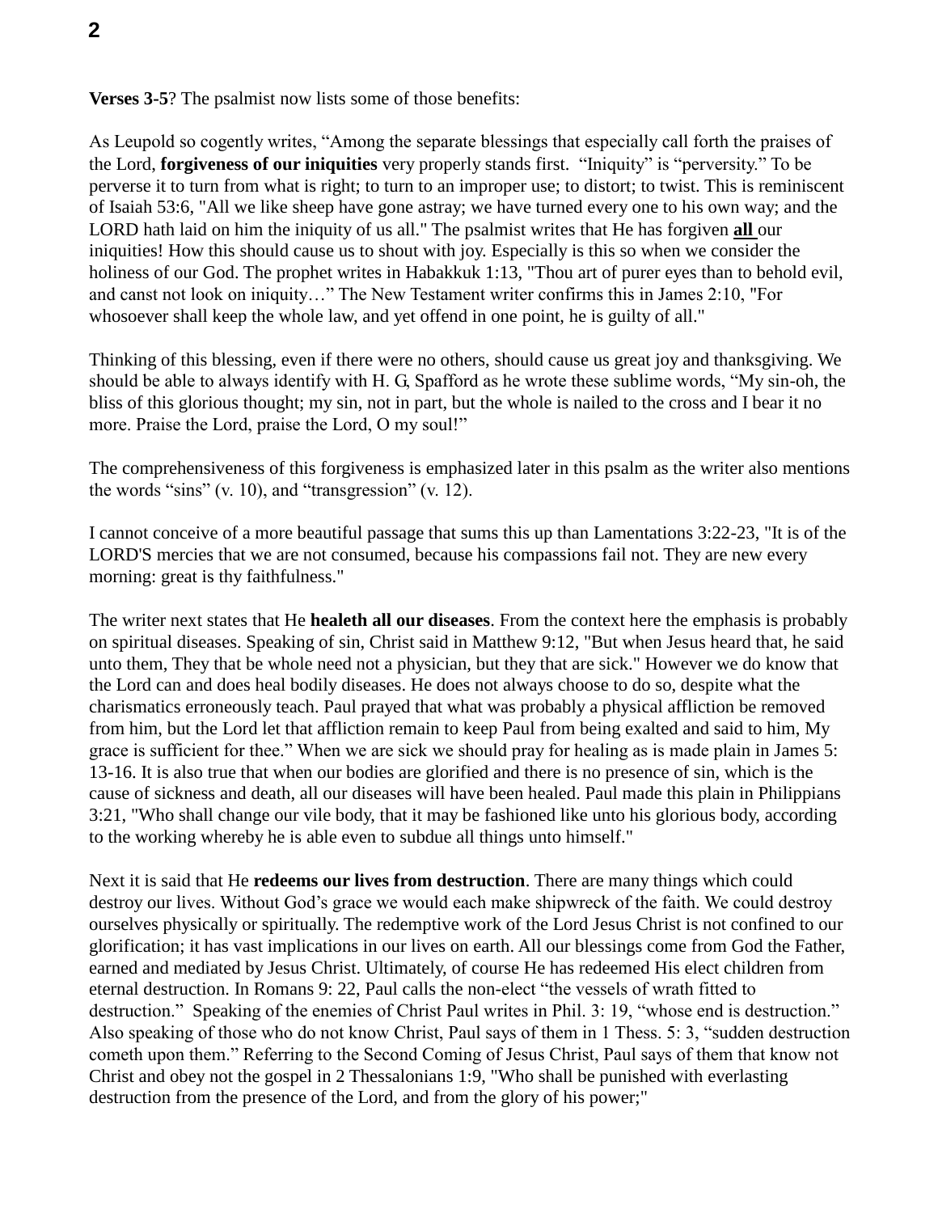**Verses 3-5**? The psalmist now lists some of those benefits:

As Leupold so cogently writes, “Among the separate blessings that especially call forth the praises of the Lord, **forgiveness of our iniquities** very properly stands first. “Iniquity” is “perversity.” To be perverse it to turn from what is right; to turn to an improper use; to distort; to twist. This is reminiscent of Isaiah 53:6, "All we like sheep have gone astray; we have turned every one to his own way; and the LORD hath laid on him the iniquity of us all." The psalmist writes that He has forgiven **all** our iniquities! How this should cause us to shout with joy. Especially is this so when we consider the holiness of our God. The prophet writes in Habakkuk 1:13, "Thou art of purer eyes than to behold evil, and canst not look on iniquity…” The New Testament writer confirms this in James 2:10, "For whosoever shall keep the whole law, and yet offend in one point, he is guilty of all."

Thinking of this blessing, even if there were no others, should cause us great joy and thanksgiving. We should be able to always identify with H. G, Spafford as he wrote these sublime words, “My sin-oh, the bliss of this glorious thought; my sin, not in part, but the whole is nailed to the cross and I bear it no more. Praise the Lord, praise the Lord, O my soul!”

The comprehensiveness of this forgiveness is emphasized later in this psalm as the writer also mentions the words “sins” (v. 10), and “transgression” (v. 12).

I cannot conceive of a more beautiful passage that sums this up than Lamentations 3:22-23, "It is of the LORD'S mercies that we are not consumed, because his compassions fail not. They are new every morning: great is thy faithfulness."

The writer next states that He **healeth all our diseases**. From the context here the emphasis is probably on spiritual diseases. Speaking of sin, Christ said in Matthew 9:12, "But when Jesus heard that, he said unto them, They that be whole need not a physician, but they that are sick." However we do know that the Lord can and does heal bodily diseases. He does not always choose to do so, despite what the charismatics erroneously teach. Paul prayed that what was probably a physical affliction be removed from him, but the Lord let that affliction remain to keep Paul from being exalted and said to him, My grace is sufficient for thee.” When we are sick we should pray for healing as is made plain in James 5: 13-16. It is also true that when our bodies are glorified and there is no presence of sin, which is the cause of sickness and death, all our diseases will have been healed. Paul made this plain in Philippians 3:21, "Who shall change our vile body, that it may be fashioned like unto his glorious body, according to the working whereby he is able even to subdue all things unto himself."

Next it is said that He **redeems our lives from destruction**. There are many things which could destroy our lives. Without God’s grace we would each make shipwreck of the faith. We could destroy ourselves physically or spiritually. The redemptive work of the Lord Jesus Christ is not confined to our glorification; it has vast implications in our lives on earth. All our blessings come from God the Father, earned and mediated by Jesus Christ. Ultimately, of course He has redeemed His elect children from eternal destruction. In Romans 9: 22, Paul calls the non-elect “the vessels of wrath fitted to destruction.” Speaking of the enemies of Christ Paul writes in Phil. 3: 19, “whose end is destruction.” Also speaking of those who do not know Christ, Paul says of them in 1 Thess. 5: 3, “sudden destruction cometh upon them.” Referring to the Second Coming of Jesus Christ, Paul says of them that know not Christ and obey not the gospel in 2 Thessalonians 1:9, "Who shall be punished with everlasting destruction from the presence of the Lord, and from the glory of his power;"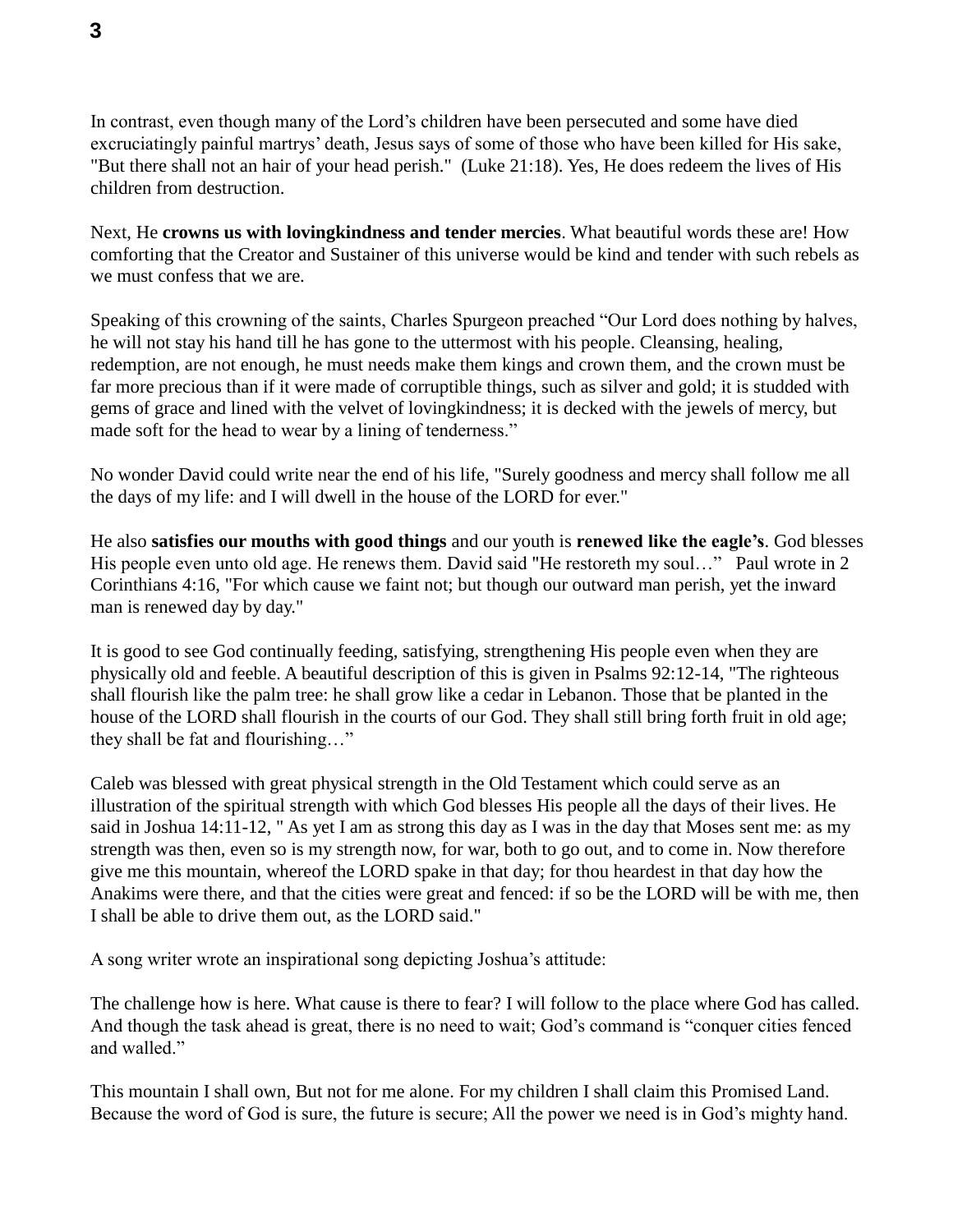In contrast, even though many of the Lord's children have been persecuted and some have died excruciatingly painful martrys' death, Jesus says of some of those who have been killed for His sake, "But there shall not an hair of your head perish." (Luke 21:18). Yes, He does redeem the lives of His children from destruction.

Next, He **crowns us with lovingkindness and tender mercies**. What beautiful words these are! How comforting that the Creator and Sustainer of this universe would be kind and tender with such rebels as we must confess that we are.

Speaking of this crowning of the saints, Charles Spurgeon preached "Our Lord does nothing by halves, he will not stay his hand till he has gone to the uttermost with his people. Cleansing, healing, redemption, are not enough, he must needs make them kings and crown them, and the crown must be far more precious than if it were made of corruptible things, such as silver and gold; it is studded with gems of grace and lined with the velvet of lovingkindness; it is decked with the jewels of mercy, but made soft for the head to wear by a lining of tenderness."

No wonder David could write near the end of his life, "Surely goodness and mercy shall follow me all the days of my life: and I will dwell in the house of the LORD for ever."

He also **satisfies our mouths with good things** and our youth is **renewed like the eagle's**. God blesses His people even unto old age. He renews them. David said "He restoreth my soul…" Paul wrote in 2 Corinthians 4:16, "For which cause we faint not; but though our outward man perish, yet the inward man is renewed day by day."

It is good to see God continually feeding, satisfying, strengthening His people even when they are physically old and feeble. A beautiful description of this is given in Psalms 92:12-14, "The righteous shall flourish like the palm tree: he shall grow like a cedar in Lebanon. Those that be planted in the house of the LORD shall flourish in the courts of our God. They shall still bring forth fruit in old age; they shall be fat and flourishing…"

Caleb was blessed with great physical strength in the Old Testament which could serve as an illustration of the spiritual strength with which God blesses His people all the days of their lives. He said in Joshua 14:11-12, " As yet I am as strong this day as I was in the day that Moses sent me: as my strength was then, even so is my strength now, for war, both to go out, and to come in. Now therefore give me this mountain, whereof the LORD spake in that day; for thou heardest in that day how the Anakims were there, and that the cities were great and fenced: if so be the LORD will be with me, then I shall be able to drive them out, as the LORD said."

A song writer wrote an inspirational song depicting Joshua's attitude:

The challenge how is here. What cause is there to fear? I will follow to the place where God has called. And though the task ahead is great, there is no need to wait; God's command is "conquer cities fenced and walled."

This mountain I shall own, But not for me alone. For my children I shall claim this Promised Land. Because the word of God is sure, the future is secure; All the power we need is in God's mighty hand.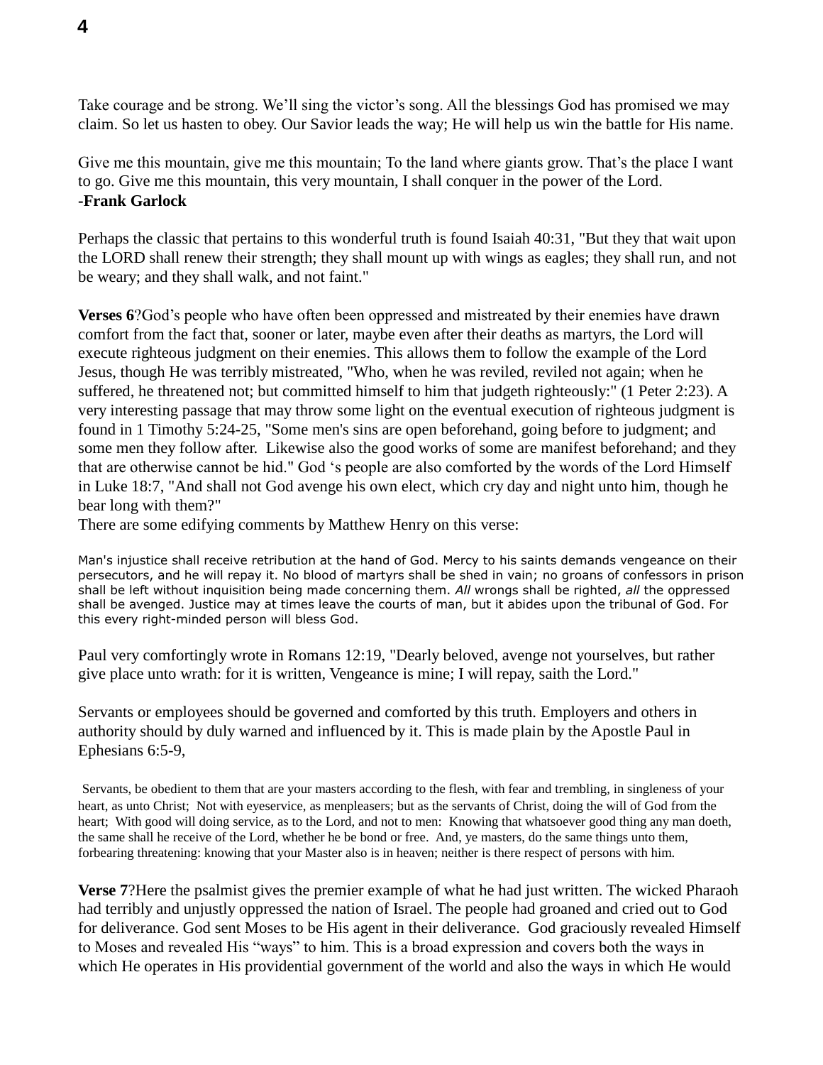Take courage and be strong. We'll sing the victor's song. All the blessings God has promised we may claim. So let us hasten to obey. Our Savior leads the way; He will help us win the battle for His name.

Give me this mountain, give me this mountain; To the land where giants grow. That's the place I want to go. Give me this mountain, this very mountain, I shall conquer in the power of the Lord.
**-Frank Garlock**

Perhaps the classic that pertains to this wonderful truth is found Isaiah 40:31, "But they that wait upon the LORD shall renew their strength; they shall mount up with wings as eagles; they shall run, and not be weary; and they shall walk, and not faint."

**Verses 6**?God's people who have often been oppressed and mistreated by their enemies have drawn comfort from the fact that, sooner or later, maybe even after their deaths as martyrs, the Lord will execute righteous judgment on their enemies. This allows them to follow the example of the Lord Jesus, though He was terribly mistreated, "Who, when he was reviled, reviled not again; when he suffered, he threatened not; but committed himself to him that judgeth righteously:" (1 Peter 2:23). A very interesting passage that may throw some light on the eventual execution of righteous judgment is found in 1 Timothy 5:24-25, "Some men's sins are open beforehand, going before to judgment; and some men they follow after. Likewise also the good works of some are manifest beforehand; and they that are otherwise cannot be hid." God 's people are also comforted by the words of the Lord Himself in Luke 18:7, "And shall not God avenge his own elect, which cry day and night unto him, though he bear long with them?"
There are some edifying comments by Matthew Henry on this verse:

> Man's injustice shall receive retribution at the hand of God. Mercy to his saints demands vengeance on their persecutors, and he will repay it. No blood of martyrs shall be shed in vain; no groans of confessors in prison shall be left without inquisition being made concerning them. *All* wrongs shall be righted, *all* the oppressed shall be avenged. Justice may at times leave the courts of man, but it abides upon the tribunal of God. For this every right-minded person will bless God.

Paul very comfortingly wrote in Romans 12:19, "Dearly beloved, avenge not yourselves, but rather give place unto wrath: for it is written, Vengeance is mine; I will repay, saith the Lord."

Servants or employees should be governed and comforted by this truth. Employers and others in authority should by duly warned and influenced by it. This is made plain by the Apostle Paul in Ephesians 6:5-9,

> Servants, be obedient to them that are your masters according to the flesh, with fear and trembling, in singleness of your heart, as unto Christ; Not with eyeservice, as menpleasers; but as the servants of Christ, doing the will of God from the heart; With good will doing service, as to the Lord, and not to men: Knowing that whatsoever good thing any man doeth, the same shall he receive of the Lord, whether he be bond or free. And, ye masters, do the same things unto them, forbearing threatening: knowing that your Master also is in heaven; neither is there respect of persons with him.

**Verse 7**?Here the psalmist gives the premier example of what he had just written. The wicked Pharaoh had terribly and unjustly oppressed the nation of Israel. The people had groaned and cried out to God for deliverance. God sent Moses to be His agent in their deliverance. God graciously revealed Himself to Moses and revealed His "ways" to him. This is a broad expression and covers both the ways in which He operates in His providential government of the world and also the ways in which He would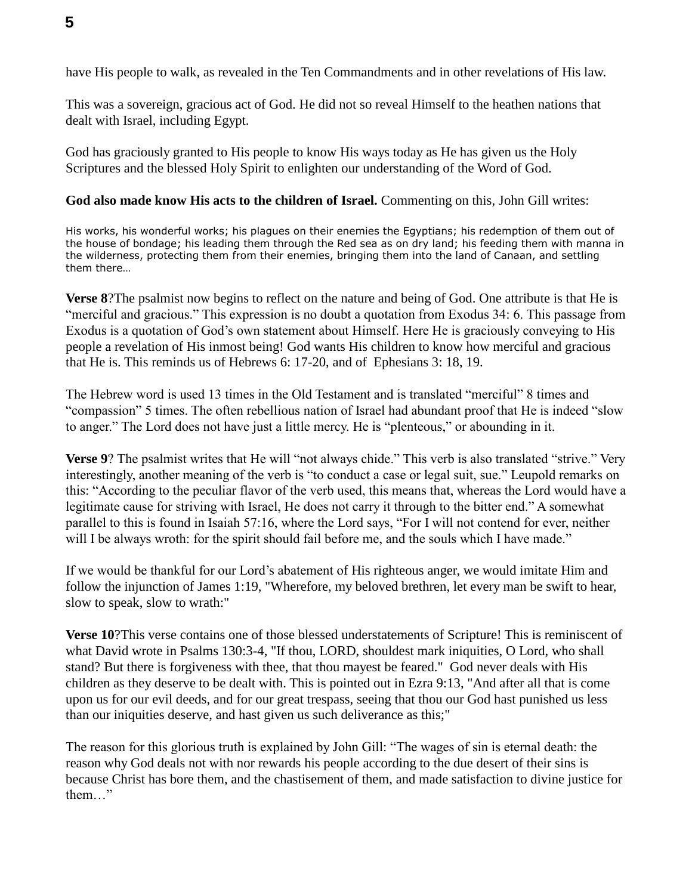have His people to walk, as revealed in the Ten Commandments and in other revelations of His law.

This was a sovereign, gracious act of God. He did not so reveal Himself to the heathen nations that dealt with Israel, including Egypt.

God has graciously granted to His people to know His ways today as He has given us the Holy Scriptures and the blessed Holy Spirit to enlighten our understanding of the Word of God.

**God also made know His acts to the children of Israel.** Commenting on this, John Gill writes:

> His works, his wonderful works; his plagues on their enemies the Egyptians; his redemption of them out of the house of bondage; his leading them through the Red sea as on dry land; his feeding them with manna in the wilderness, protecting them from their enemies, bringing them into the land of Canaan, and settling them there…

**Verse 8**?The psalmist now begins to reflect on the nature and being of God. One attribute is that He is "merciful and gracious." This expression is no doubt a quotation from Exodus 34: 6. This passage from Exodus is a quotation of God's own statement about Himself. Here He is graciously conveying to His people a revelation of His inmost being! God wants His children to know how merciful and gracious that He is. This reminds us of Hebrews 6: 17-20, and of Ephesians 3: 18, 19.

The Hebrew word is used 13 times in the Old Testament and is translated "merciful" 8 times and "compassion" 5 times. The often rebellious nation of Israel had abundant proof that He is indeed "slow to anger." The Lord does not have just a little mercy. He is "plenteous," or abounding in it.

**Verse 9**? The psalmist writes that He will "not always chide." This verb is also translated "strive." Very interestingly, another meaning of the verb is "to conduct a case or legal suit, sue." Leupold remarks on this: "According to the peculiar flavor of the verb used, this means that, whereas the Lord would have a legitimate cause for striving with Israel, He does not carry it through to the bitter end." A somewhat parallel to this is found in Isaiah 57:16, where the Lord says, "For I will not contend for ever, neither will I be always wroth: for the spirit should fail before me, and the souls which I have made."

If we would be thankful for our Lord's abatement of His righteous anger, we would imitate Him and follow the injunction of James 1:19, "Wherefore, my beloved brethren, let every man be swift to hear, slow to speak, slow to wrath:"

**Verse 10**?This verse contains one of those blessed understatements of Scripture! This is reminiscent of what David wrote in Psalms 130:3-4, "If thou, LORD, shouldest mark iniquities, O Lord, who shall stand? But there is forgiveness with thee, that thou mayest be feared." God never deals with His children as they deserve to be dealt with. This is pointed out in Ezra 9:13, "And after all that is come upon us for our evil deeds, and for our great trespass, seeing that thou our God hast punished us less than our iniquities deserve, and hast given us such deliverance as this;"

The reason for this glorious truth is explained by John Gill: "The wages of sin is eternal death: the reason why God deals not with nor rewards his people according to the due desert of their sins is because Christ has bore them, and the chastisement of them, and made satisfaction to divine justice for them…"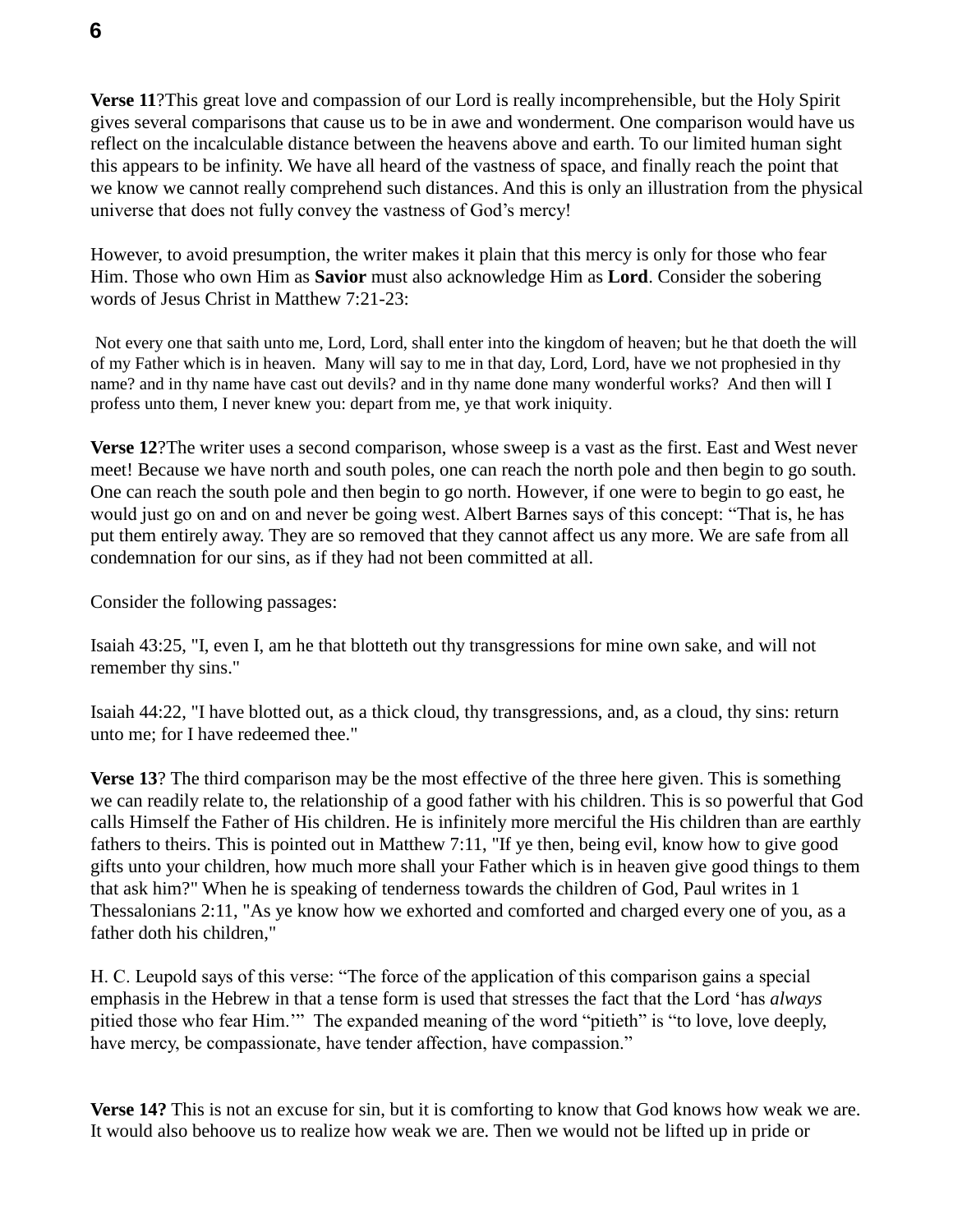**Verse 11**?This great love and compassion of our Lord is really incomprehensible, but the Holy Spirit gives several comparisons that cause us to be in awe and wonderment. One comparison would have us reflect on the incalculable distance between the heavens above and earth. To our limited human sight this appears to be infinity. We have all heard of the vastness of space, and finally reach the point that we know we cannot really comprehend such distances. And this is only an illustration from the physical universe that does not fully convey the vastness of God's mercy!

However, to avoid presumption, the writer makes it plain that this mercy is only for those who fear Him. Those who own Him as **Savior** must also acknowledge Him as **Lord**. Consider the sobering words of Jesus Christ in Matthew 7:21-23:

Not every one that saith unto me, Lord, Lord, shall enter into the kingdom of heaven; but he that doeth the will of my Father which is in heaven. Many will say to me in that day, Lord, Lord, have we not prophesied in thy name? and in thy name have cast out devils? and in thy name done many wonderful works? And then will I profess unto them, I never knew you: depart from me, ye that work iniquity.

**Verse 12**?The writer uses a second comparison, whose sweep is a vast as the first. East and West never meet! Because we have north and south poles, one can reach the north pole and then begin to go south. One can reach the south pole and then begin to go north. However, if one were to begin to go east, he would just go on and on and never be going west. Albert Barnes says of this concept: "That is, he has put them entirely away. They are so removed that they cannot affect us any more. We are safe from all condemnation for our sins, as if they had not been committed at all.

Consider the following passages:

Isaiah 43:25, "I, even I, am he that blotteth out thy transgressions for mine own sake, and will not remember thy sins."

Isaiah 44:22, "I have blotted out, as a thick cloud, thy transgressions, and, as a cloud, thy sins: return unto me; for I have redeemed thee."

**Verse 13**? The third comparison may be the most effective of the three here given. This is something we can readily relate to, the relationship of a good father with his children. This is so powerful that God calls Himself the Father of His children. He is infinitely more merciful the His children than are earthly fathers to theirs. This is pointed out in Matthew 7:11, "If ye then, being evil, know how to give good gifts unto your children, how much more shall your Father which is in heaven give good things to them that ask him?" When he is speaking of tenderness towards the children of God, Paul writes in 1 Thessalonians 2:11, "As ye know how we exhorted and comforted and charged every one of you, as a father doth his children,"

H. C. Leupold says of this verse: "The force of the application of this comparison gains a special emphasis in the Hebrew in that a tense form is used that stresses the fact that the Lord 'has *always* pitied those who fear Him.'" The expanded meaning of the word "pitieth" is "to love, love deeply, have mercy, be compassionate, have tender affection, have compassion."

**Verse 14?** This is not an excuse for sin, but it is comforting to know that God knows how weak we are. It would also behoove us to realize how weak we are. Then we would not be lifted up in pride or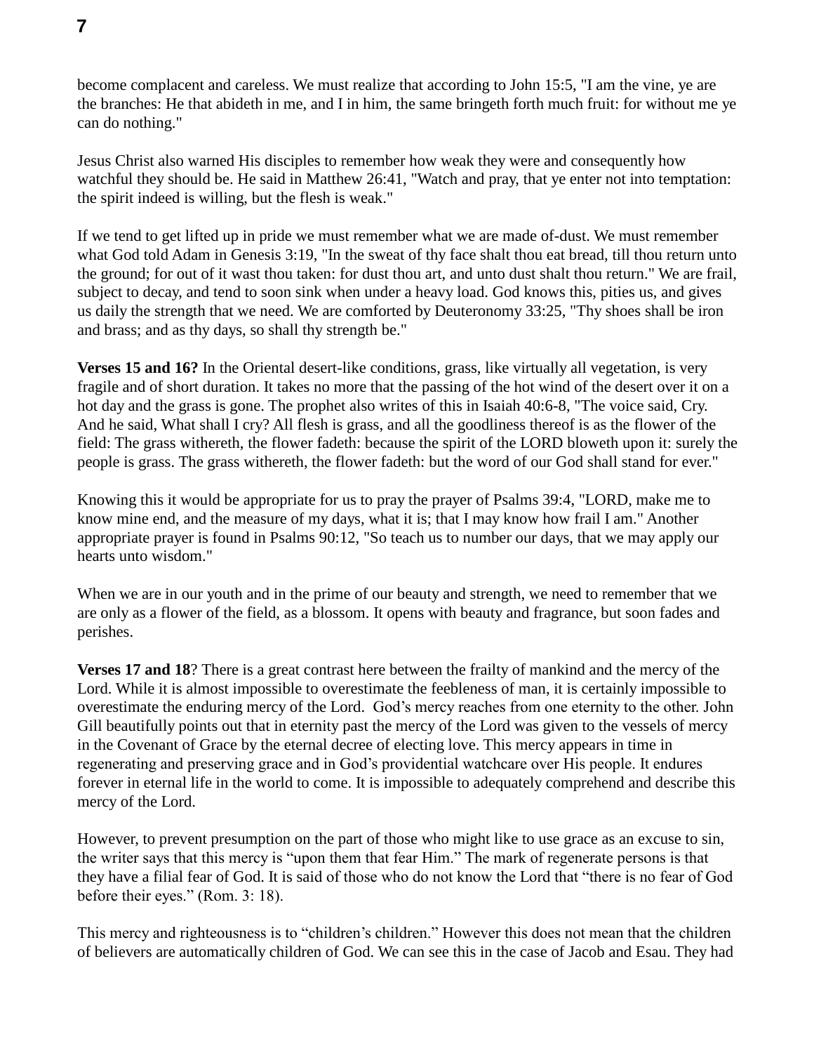become complacent and careless. We must realize that according to John 15:5, "I am the vine, ye are the branches: He that abideth in me, and I in him, the same bringeth forth much fruit: for without me ye can do nothing."

Jesus Christ also warned His disciples to remember how weak they were and consequently how watchful they should be. He said in Matthew 26:41, "Watch and pray, that ye enter not into temptation: the spirit indeed is willing, but the flesh is weak."

If we tend to get lifted up in pride we must remember what we are made of-dust. We must remember what God told Adam in Genesis 3:19, "In the sweat of thy face shalt thou eat bread, till thou return unto the ground; for out of it wast thou taken: for dust thou art, and unto dust shalt thou return." We are frail, subject to decay, and tend to soon sink when under a heavy load. God knows this, pities us, and gives us daily the strength that we need. We are comforted by Deuteronomy 33:25, "Thy shoes shall be iron and brass; and as thy days, so shall thy strength be."

**Verses 15 and 16?** In the Oriental desert-like conditions, grass, like virtually all vegetation, is very fragile and of short duration. It takes no more that the passing of the hot wind of the desert over it on a hot day and the grass is gone. The prophet also writes of this in Isaiah 40:6-8, "The voice said, Cry. And he said, What shall I cry? All flesh is grass, and all the goodliness thereof is as the flower of the field: The grass withereth, the flower fadeth: because the spirit of the LORD bloweth upon it: surely the people is grass. The grass withereth, the flower fadeth: but the word of our God shall stand for ever."

Knowing this it would be appropriate for us to pray the prayer of Psalms 39:4, "LORD, make me to know mine end, and the measure of my days, what it is; that I may know how frail I am." Another appropriate prayer is found in Psalms 90:12, "So teach us to number our days, that we may apply our hearts unto wisdom."

When we are in our youth and in the prime of our beauty and strength, we need to remember that we are only as a flower of the field, as a blossom. It opens with beauty and fragrance, but soon fades and perishes.

**Verses 17 and 18**? There is a great contrast here between the frailty of mankind and the mercy of the Lord. While it is almost impossible to overestimate the feebleness of man, it is certainly impossible to overestimate the enduring mercy of the Lord. God's mercy reaches from one eternity to the other. John Gill beautifully points out that in eternity past the mercy of the Lord was given to the vessels of mercy in the Covenant of Grace by the eternal decree of electing love. This mercy appears in time in regenerating and preserving grace and in God's providential watchcare over His people. It endures forever in eternal life in the world to come. It is impossible to adequately comprehend and describe this mercy of the Lord.

However, to prevent presumption on the part of those who might like to use grace as an excuse to sin, the writer says that this mercy is "upon them that fear Him." The mark of regenerate persons is that they have a filial fear of God. It is said of those who do not know the Lord that "there is no fear of God before their eyes." (Rom. 3: 18).

This mercy and righteousness is to "children's children." However this does not mean that the children of believers are automatically children of God. We can see this in the case of Jacob and Esau. They had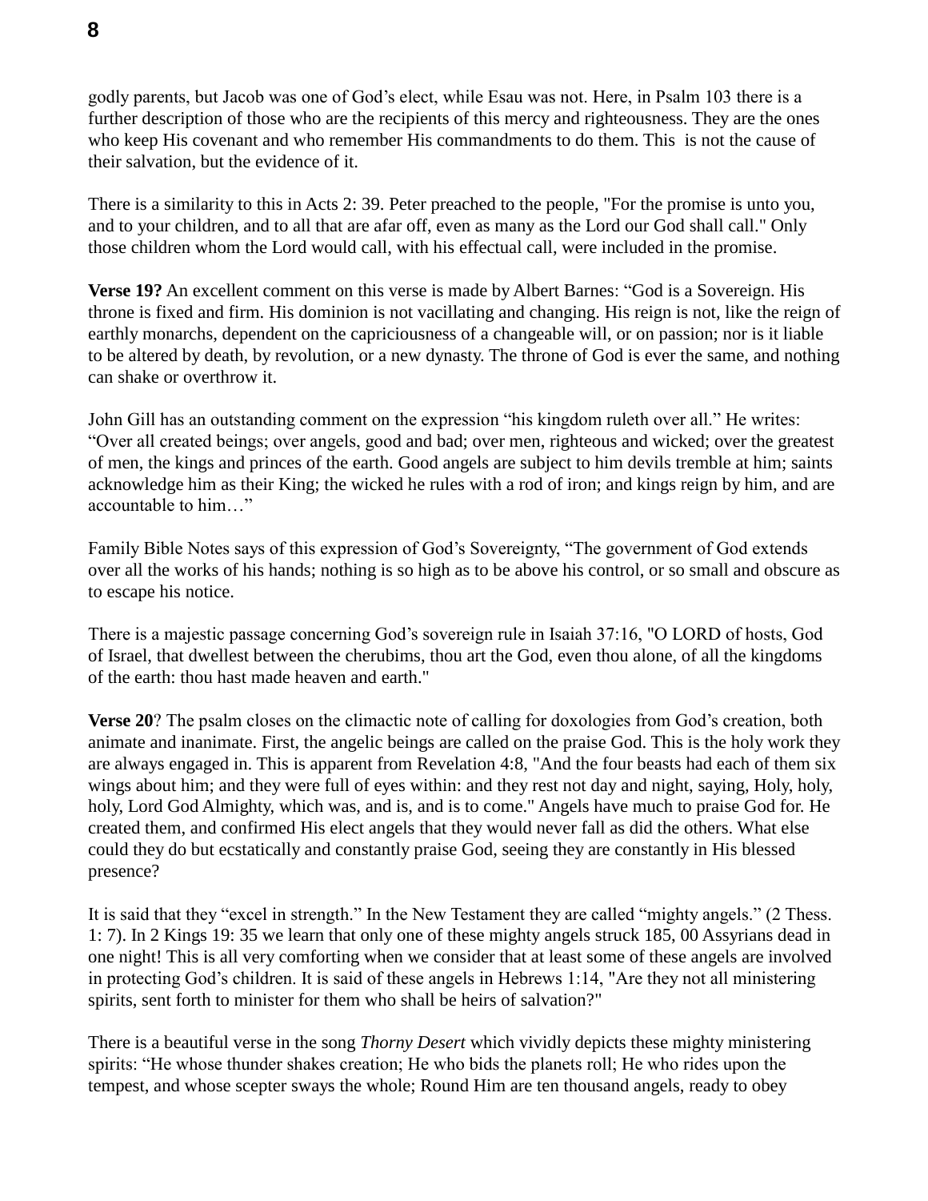godly parents, but Jacob was one of God's elect, while Esau was not. Here, in Psalm 103 there is a further description of those who are the recipients of this mercy and righteousness. They are the ones who keep His covenant and who remember His commandments to do them. This is not the cause of their salvation, but the evidence of it.

There is a similarity to this in Acts 2: 39. Peter preached to the people, "For the promise is unto you, and to your children, and to all that are afar off, even as many as the Lord our God shall call." Only those children whom the Lord would call, with his effectual call, were included in the promise.

**Verse 19?** An excellent comment on this verse is made by Albert Barnes: "God is a Sovereign. His throne is fixed and firm. His dominion is not vacillating and changing. His reign is not, like the reign of earthly monarchs, dependent on the capriciousness of a changeable will, or on passion; nor is it liable to be altered by death, by revolution, or a new dynasty. The throne of God is ever the same, and nothing can shake or overthrow it.

John Gill has an outstanding comment on the expression "his kingdom ruleth over all." He writes: "Over all created beings; over angels, good and bad; over men, righteous and wicked; over the greatest of men, the kings and princes of the earth. Good angels are subject to him devils tremble at him; saints acknowledge him as their King; the wicked he rules with a rod of iron; and kings reign by him, and are accountable to him…"

Family Bible Notes says of this expression of God's Sovereignty, "The government of God extends over all the works of his hands; nothing is so high as to be above his control, or so small and obscure as to escape his notice.

There is a majestic passage concerning God's sovereign rule in Isaiah 37:16, "O LORD of hosts, God of Israel, that dwellest between the cherubims, thou art the God, even thou alone, of all the kingdoms of the earth: thou hast made heaven and earth."

**Verse 20**? The psalm closes on the climactic note of calling for doxologies from God's creation, both animate and inanimate. First, the angelic beings are called on the praise God. This is the holy work they are always engaged in. This is apparent from Revelation 4:8, "And the four beasts had each of them six wings about him; and they were full of eyes within: and they rest not day and night, saying, Holy, holy, holy, Lord God Almighty, which was, and is, and is to come." Angels have much to praise God for. He created them, and confirmed His elect angels that they would never fall as did the others. What else could they do but ecstatically and constantly praise God, seeing they are constantly in His blessed presence?

It is said that they "excel in strength." In the New Testament they are called "mighty angels." (2 Thess. 1: 7). In 2 Kings 19: 35 we learn that only one of these mighty angels struck 185, 00 Assyrians dead in one night! This is all very comforting when we consider that at least some of these angels are involved in protecting God's children. It is said of these angels in Hebrews 1:14, "Are they not all ministering spirits, sent forth to minister for them who shall be heirs of salvation?"

There is a beautiful verse in the song *Thorny Desert* which vividly depicts these mighty ministering spirits: "He whose thunder shakes creation; He who bids the planets roll; He who rides upon the tempest, and whose scepter sways the whole; Round Him are ten thousand angels, ready to obey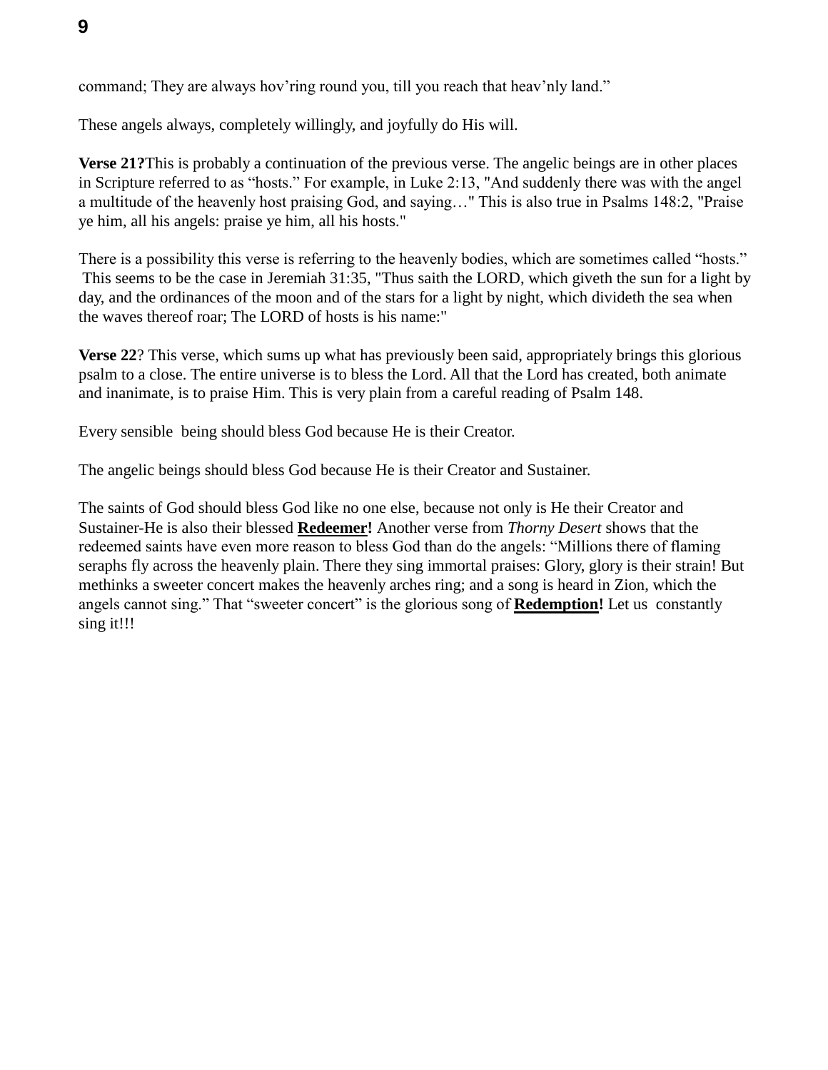command; They are always hov'ring round you, till you reach that heav'nly land."

These angels always, completely willingly, and joyfully do His will.

**Verse 21?**This is probably a continuation of the previous verse. The angelic beings are in other places in Scripture referred to as "hosts." For example, in Luke 2:13, "And suddenly there was with the angel a multitude of the heavenly host praising God, and saying…" This is also true in Psalms 148:2, "Praise ye him, all his angels: praise ye him, all his hosts."

There is a possibility this verse is referring to the heavenly bodies, which are sometimes called "hosts." This seems to be the case in Jeremiah 31:35, "Thus saith the LORD, which giveth the sun for a light by day, and the ordinances of the moon and of the stars for a light by night, which divideth the sea when the waves thereof roar; The LORD of hosts is his name:"

**Verse 22**? This verse, which sums up what has previously been said, appropriately brings this glorious psalm to a close. The entire universe is to bless the Lord. All that the Lord has created, both animate and inanimate, is to praise Him. This is very plain from a careful reading of Psalm 148.

Every sensible being should bless God because He is their Creator.

The angelic beings should bless God because He is their Creator and Sustainer.

The saints of God should bless God like no one else, because not only is He their Creator and Sustainer-He is also their blessed **Redeemer!** Another verse from *Thorny Desert* shows that the redeemed saints have even more reason to bless God than do the angels: "Millions there of flaming seraphs fly across the heavenly plain. There they sing immortal praises: Glory, glory is their strain! But methinks a sweeter concert makes the heavenly arches ring; and a song is heard in Zion, which the angels cannot sing." That "sweeter concert" is the glorious song of **Redemption!** Let us constantly sing it!!!